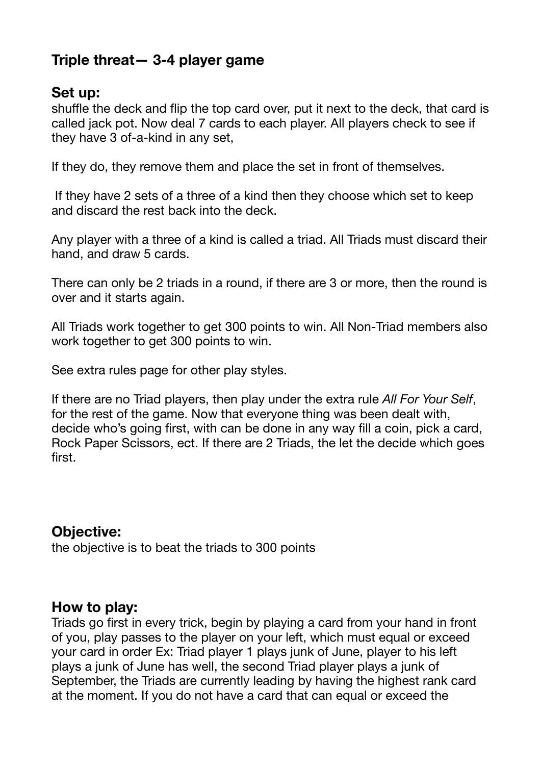## Triple threat— 3-4 player game

### Set up:

shuffle the deck and flip the top card over, put it next to the deck, that card is called jack pot. Now deal 7 cards to each player. All players check to see if they have 3 of-a-kind in any set,

If they do, they remove them and place the set in front of themselves.

If they have 2 sets of a three of a kind then they choose which set to keep and discard the rest back into the deck.

Any player with a three of a kind is called a triad. All Triads must discard their hand, and draw 5 cards.

There can only be 2 triads in a round, if there are 3 or more, then the round is over and it starts again.

All Triads work together to get 300 points to win. All Non-Triad members also work together to get 300 points to win.

See extra rules page for other play styles.

If there are no Triad players, then play under the extra rule *All For Your Self*, for the rest of the game. Now that everyone thing was been dealt with, decide who's going first, with can be done in any way fill a coin, pick a card, Rock Paper Scissors, ect. If there are 2 Triads, the let the decide which goes first.

### Objective:

the objective is to beat the triads to 300 points

### How to play:

Triads go first in every trick, begin by playing a card from your hand in front of you, play passes to the player on your left, which must equal or exceed your card in order Ex: Triad player 1 plays junk of June, player to his left plays a junk of June has well, the second Triad player plays a junk of September, the Triads are currently leading by having the highest rank card at the moment. If you do not have a card that can equal or exceed the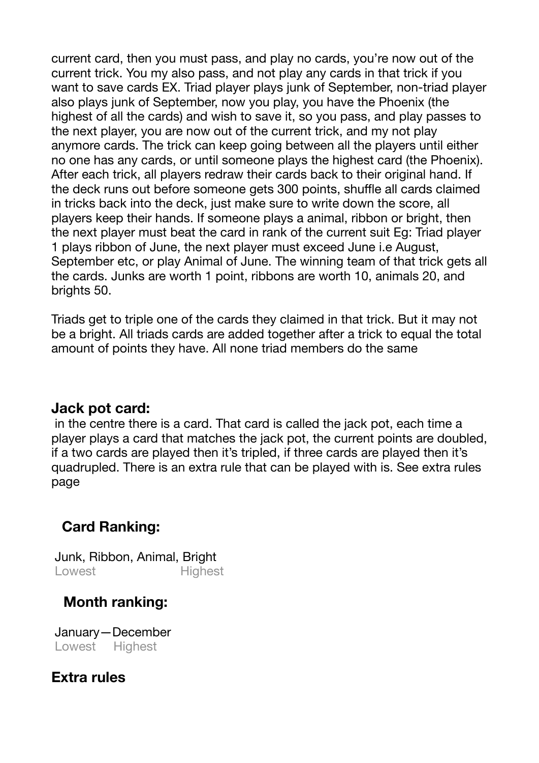current card, then you must pass, and play no cards, you're now out of the current trick. You my also pass, and not play any cards in that trick if you want to save cards EX. Triad player plays junk of September, non-triad player also plays junk of September, now you play, you have the Phoenix (the highest of all the cards) and wish to save it, so you pass, and play passes to the next player, you are now out of the current trick, and my not play anymore cards. The trick can keep going between all the players until either no one has any cards, or until someone plays the highest card (the Phoenix). After each trick, all players redraw their cards back to their original hand. If the deck runs out before someone gets 300 points, shuffle all cards claimed in tricks back into the deck, just make sure to write down the score, all players keep their hands. If someone plays a animal, ribbon or bright, then the next player must beat the card in rank of the current suit Eg: Triad player 1 plays ribbon of June, the next player must exceed June i.e August, September etc, or play Animal of June. The winning team of that trick gets all the cards. Junks are worth 1 point, ribbons are worth 10, animals 20, and brights 50.

Triads get to triple one of the cards they claimed in that trick. But it may not be a bright. All triads cards are added together after a trick to equal the total amount of points they have. All none triad members do the same

### Jack pot card:

in the centre there is a card. That card is called the jack pot, each time a player plays a card that matches the jack pot, the current points are doubled, if a two cards are played then it's tripled, if three cards are played then it's quadrupled. There is an extra rule that can be played with is. See extra rules page

### Card Ranking:

Junk, Ribbon, Animal, Bright
Lowest Highest

### Month ranking:

January—December
Lowest Highest

### Extra rules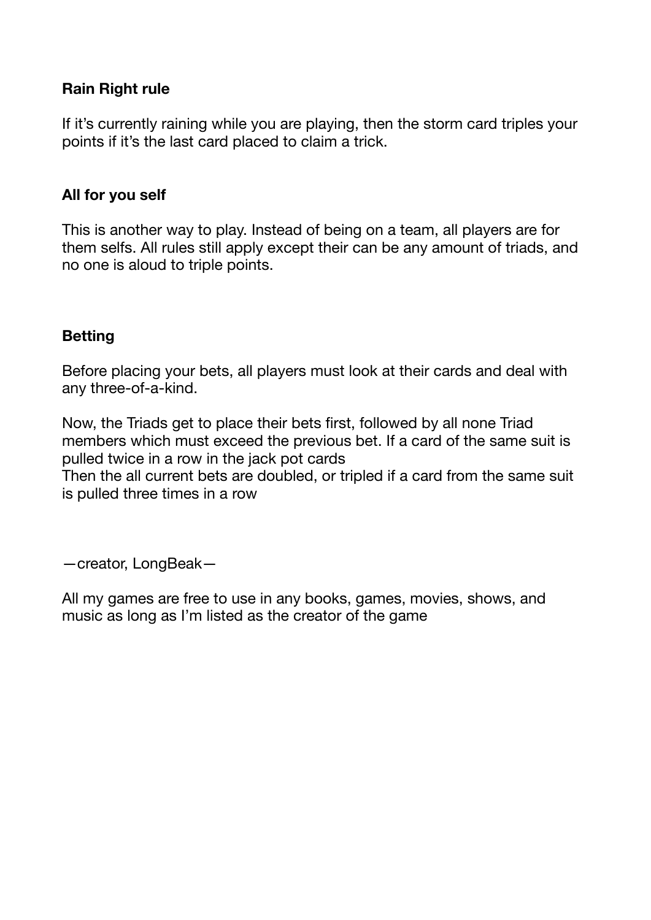### Rain Right rule

If it's currently raining while you are playing, then the storm card triples your points if it's the last card placed to claim a trick.

### All for you self

This is another way to play. Instead of being on a team, all players are for them selfs. All rules still apply except their can be any amount of triads, and no one is aloud to triple points.

### Betting

Before placing your bets, all players must look at their cards and deal with any three-of-a-kind.

Now, the Triads get to place their bets first, followed by all none Triad members which must exceed the previous bet. If a card of the same suit is pulled twice in a row in the jack pot cards
Then the all current bets are doubled, or tripled if a card from the same suit is pulled three times in a row

—creator, LongBeak—

All my games are free to use in any books, games, movies, shows, and music as long as I'm listed as the creator of the game